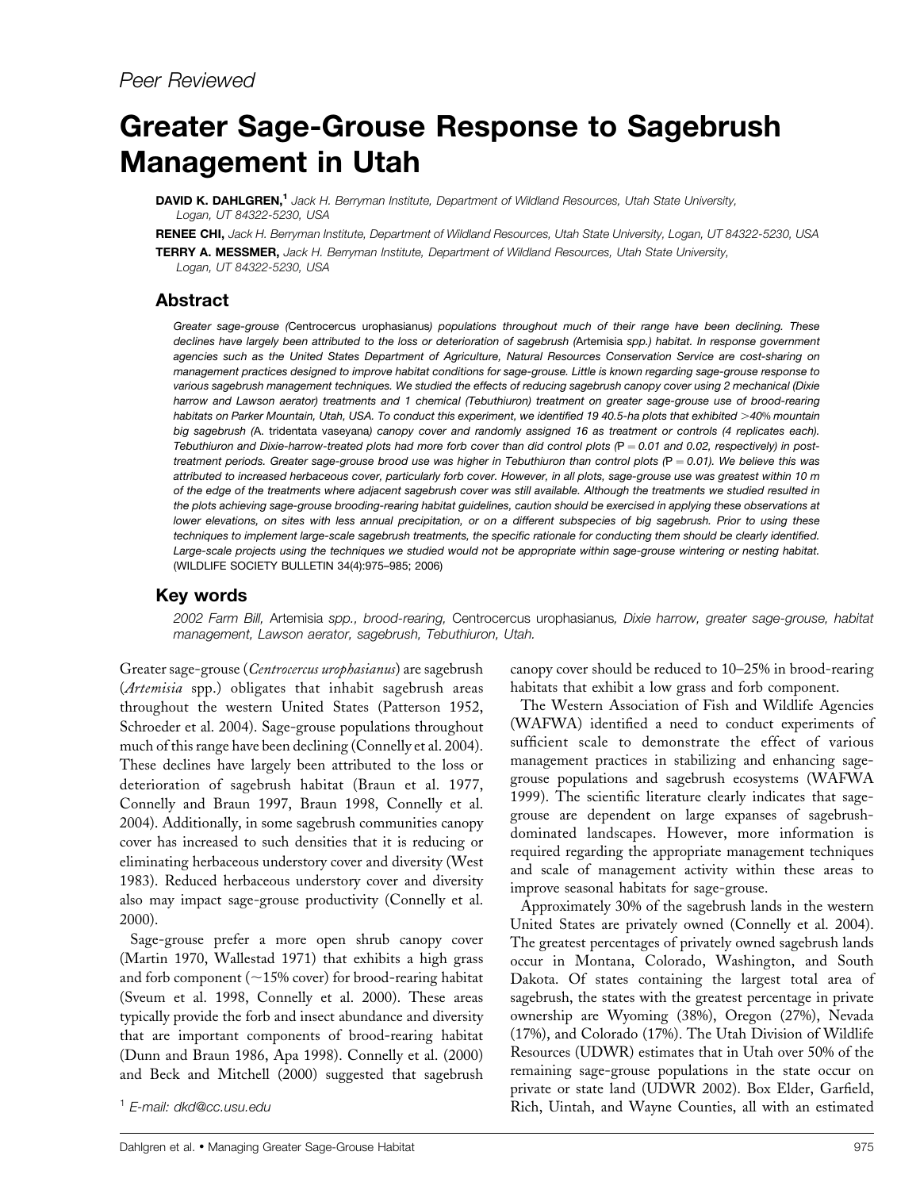Peer Reviewed

# Greater Sage-Grouse Response to Sagebrush Management in Utah

**DAVID K. DAHLGREN,**[1] *Jack H. Berryman Institute, Department of Wildland Resources, Utah State University, Logan, UT 84322-5230, USA*

**RENEE CHI,** *Jack H. Berryman Institute, Department of Wildland Resources, Utah State University, Logan, UT 84322-5230, USA*

**TERRY A. MESSMER,** *Jack H. Berryman Institute, Department of Wildland Resources, Utah State University, Logan, UT 84322-5230, USA*

## Abstract

*Greater sage-grouse (*Centrocercus urophasianus*) populations throughout much of their range have been declining. These declines have largely been attributed to the loss or deterioration of sagebrush (*Artemisia spp.*) habitat. In response government agencies such as the United States Department of Agriculture, Natural Resources Conservation Service are cost-sharing on management practices designed to improve habitat conditions for sage-grouse. Little is known regarding sage-grouse response to various sagebrush management techniques. We studied the effects of reducing sagebrush canopy cover using 2 mechanical (Dixie harrow and Lawson aerator) treatments and 1 chemical (Tebuthiuron) treatment on greater sage-grouse use of brood-rearing habitats on Parker Mountain, Utah, USA. To conduct this experiment, we identified 19 40.5-ha plots that exhibited >40% mountain big sagebrush (*A. tridentata vaseyana*) canopy cover and randomly assigned 16 as treatment or controls (4 replicates each). Tebuthiuron and Dixie-harrow-treated plots had more forb cover than did control plots (*$P = 0.01$ *and 0.02, respectively) in post-treatment periods. Greater sage-grouse brood use was higher in Tebuthiuron than control plots (*$P = 0.01$*). We believe this was attributed to increased herbaceous cover, particularly forb cover. However, in all plots, sage-grouse use was greatest within 10 m of the edge of the treatments where adjacent sagebrush cover was still available. Although the treatments we studied resulted in the plots achieving sage-grouse brooding-rearing habitat guidelines, caution should be exercised in applying these observations at lower elevations, on sites with less annual precipitation, or on a different subspecies of big sagebrush. Prior to using these techniques to implement large-scale sagebrush treatments, the specific rationale for conducting them should be clearly identified. Large-scale projects using the techniques we studied would not be appropriate within sage-grouse wintering or nesting habitat.* (WILDLIFE SOCIETY BULLETIN 34(4):975–985; 2006)

## Key words

*2002 Farm Bill,* Artemisia *spp., brood-rearing,* Centrocercus urophasianus*, Dixie harrow, greater sage-grouse, habitat management, Lawson aerator, sagebrush, Tebuthiuron, Utah.*

Greater sage-grouse (*Centrocercus urophasianus*) are sagebrush (*Artemisia* spp.) obligates that inhabit sagebrush areas throughout the western United States (Patterson 1952, Schroeder et al. 2004). Sage-grouse populations throughout much of this range have been declining (Connelly et al. 2004). These declines have largely been attributed to the loss or deterioration of sagebrush habitat (Braun et al. 1977, Connelly and Braun 1997, Braun 1998, Connelly et al. 2004). Additionally, in some sagebrush communities canopy cover has increased to such densities that it is reducing or eliminating herbaceous understory cover and diversity (West 1983). Reduced herbaceous understory cover and diversity also may impact sage-grouse productivity (Connelly et al. 2000).

Sage-grouse prefer a more open shrub canopy cover (Martin 1970, Wallestad 1971) that exhibits a high grass and forb component (~15% cover) for brood-rearing habitat (Sveum et al. 1998, Connelly et al. 2000). These areas typically provide the forb and insect abundance and diversity that are important components of brood-rearing habitat (Dunn and Braun 1986, Apa 1998). Connelly et al. (2000) and Beck and Mitchell (2000) suggested that sagebrush canopy cover should be reduced to 10–25% in brood-rearing habitats that exhibit a low grass and forb component.

The Western Association of Fish and Wildlife Agencies (WAFWA) identified a need to conduct experiments of sufficient scale to demonstrate the effect of various management practices in stabilizing and enhancing sage-grouse populations and sagebrush ecosystems (WAFWA 1999). The scientific literature clearly indicates that sage-grouse are dependent on large expanses of sagebrush-dominated landscapes. However, more information is required regarding the appropriate management techniques and scale of management activity within these areas to improve seasonal habitats for sage-grouse.

Approximately 30% of the sagebrush lands in the western United States are privately owned (Connelly et al. 2004). The greatest percentages of privately owned sagebrush lands occur in Montana, Colorado, Washington, and South Dakota. Of states containing the largest total area of sagebrush, the states with the greatest percentage in private ownership are Wyoming (38%), Oregon (27%), Nevada (17%), and Colorado (17%). The Utah Division of Wildlife Resources (UDWR) estimates that in Utah over 50% of the remaining sage-grouse populations in the state occur on private or state land (UDWR 2002). Box Elder, Garfield, Rich, Uintah, and Wayne Counties, all with an estimated

[1] *E-mail: dkd@cc.usu.edu*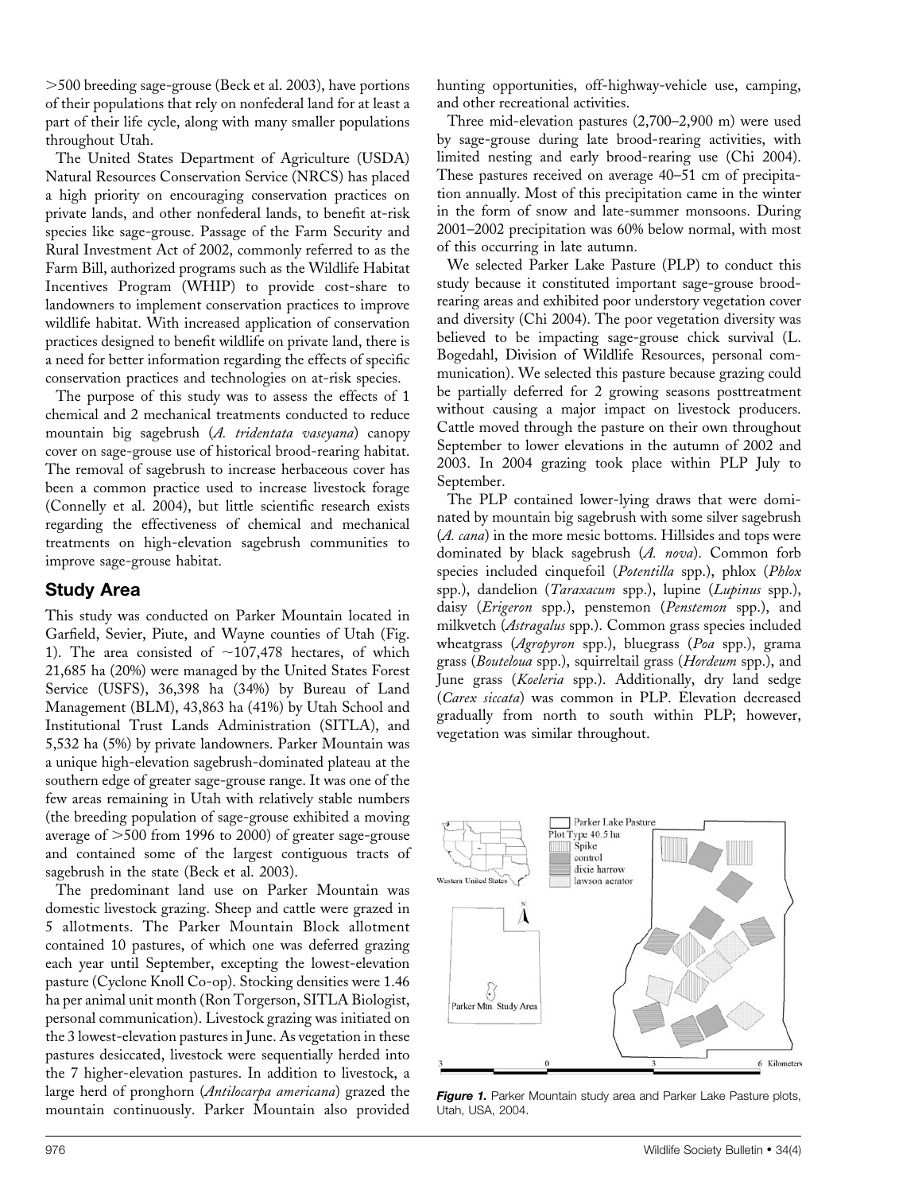>500 breeding sage-grouse (Beck et al. 2003), have portions of their populations that rely on nonfederal land for at least a part of their life cycle, along with many smaller populations throughout Utah.

The United States Department of Agriculture (USDA) Natural Resources Conservation Service (NRCS) has placed a high priority on encouraging conservation practices on private lands, and other nonfederal lands, to benefit at-risk species like sage-grouse. Passage of the Farm Security and Rural Investment Act of 2002, commonly referred to as the Farm Bill, authorized programs such as the Wildlife Habitat Incentives Program (WHIP) to provide cost-share to landowners to implement conservation practices to improve wildlife habitat. With increased application of conservation practices designed to benefit wildlife on private land, there is a need for better information regarding the effects of specific conservation practices and technologies on at-risk species.

The purpose of this study was to assess the effects of 1 chemical and 2 mechanical treatments conducted to reduce mountain big sagebrush (*A. tridentata vaseyana*) canopy cover on sage-grouse use of historical brood-rearing habitat. The removal of sagebrush to increase herbaceous cover has been a common practice used to increase livestock forage (Connelly et al. 2004), but little scientific research exists regarding the effectiveness of chemical and mechanical treatments on high-elevation sagebrush communities to improve sage-grouse habitat.

## Study Area

This study was conducted on Parker Mountain located in Garfield, Sevier, Piute, and Wayne counties of Utah (Fig. 1). The area consisted of ~107,478 hectares, of which 21,685 ha (20%) were managed by the United States Forest Service (USFS), 36,398 ha (34%) by Bureau of Land Management (BLM), 43,863 ha (41%) by Utah School and Institutional Trust Lands Administration (SITLA), and 5,532 ha (5%) by private landowners. Parker Mountain was a unique high-elevation sagebrush-dominated plateau at the southern edge of greater sage-grouse range. It was one of the few areas remaining in Utah with relatively stable numbers (the breeding population of sage-grouse exhibited a moving average of >500 from 1996 to 2000) of greater sage-grouse and contained some of the largest contiguous tracts of sagebrush in the state (Beck et al. 2003).

The predominant land use on Parker Mountain was domestic livestock grazing. Sheep and cattle were grazed in 5 allotments. The Parker Mountain Block allotment contained 10 pastures, of which one was deferred grazing each year until September, excepting the lowest-elevation pasture (Cyclone Knoll Co-op). Stocking densities were 1.46 ha per animal unit month (Ron Torgerson, SITLA Biologist, personal communication). Livestock grazing was initiated on the 3 lowest-elevation pastures in June. As vegetation in these pastures desiccated, livestock were sequentially herded into the 7 higher-elevation pastures. In addition to livestock, a large herd of pronghorn (*Antilocarpa americana*) grazed the mountain continuously. Parker Mountain also provided hunting opportunities, off-highway-vehicle use, camping, and other recreational activities.

Three mid-elevation pastures (2,700–2,900 m) were used by sage-grouse during late brood-rearing activities, with limited nesting and early brood-rearing use (Chi 2004). These pastures received on average 40–51 cm of precipitation annually. Most of this precipitation came in the winter in the form of snow and late-summer monsoons. During 2001–2002 precipitation was 60% below normal, with most of this occurring in late autumn.

We selected Parker Lake Pasture (PLP) to conduct this study because it constituted important sage-grouse brood-rearing areas and exhibited poor understory vegetation cover and diversity (Chi 2004). The poor vegetation diversity was believed to be impacting sage-grouse chick survival (L. Bogedahl, Division of Wildlife Resources, personal communication). We selected this pasture because grazing could be partially deferred for 2 growing seasons posttreatment without causing a major impact on livestock producers. Cattle moved through the pasture on their own throughout September to lower elevations in the autumn of 2002 and 2003. In 2004 grazing took place within PLP July to September.

The PLP contained lower-lying draws that were dominated by mountain big sagebrush with some silver sagebrush (*A. cana*) in the more mesic bottoms. Hillsides and tops were dominated by black sagebrush (*A. nova*). Common forb species included cinquefoil (*Potentilla* spp.), phlox (*Phlox* spp.), dandelion (*Taraxacum* spp.), lupine (*Lupinus* spp.), daisy (*Erigeron* spp.), penstemon (*Penstemon* spp.), and milkvetch (*Astragalus* spp.). Common grass species included wheatgrass (*Agropyron* spp.), bluegrass (*Poa* spp.), grama grass (*Bouteloua* spp.), squirreltail grass (*Hordeum* spp.), and June grass (*Koeleria* spp.). Additionally, dry land sedge (*Carex siccata*) was common in PLP. Elevation decreased gradually from north to south within PLP; however, vegetation was similar throughout.

***Figure 1.*** Parker Mountain study area and Parker Lake Pasture plots, Utah, USA, 2004.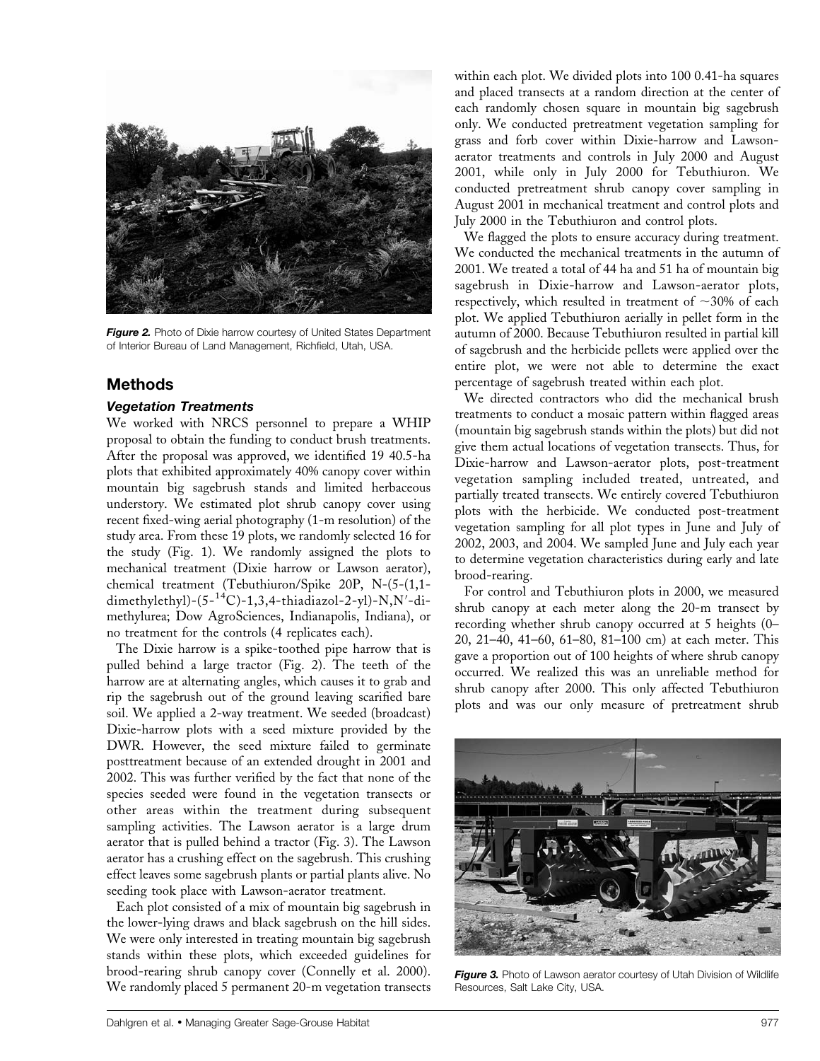Figure 2. Photo of Dixie harrow courtesy of United States Department of Interior Bureau of Land Management, Richfield, Utah, USA.

## Methods

### Vegetation Treatments

We worked with NRCS personnel to prepare a WHIP proposal to obtain the funding to conduct brush treatments. After the proposal was approved, we identified 19 40.5-ha plots that exhibited approximately 40% canopy cover within mountain big sagebrush stands and limited herbaceous understory. We estimated plot shrub canopy cover using recent fixed-wing aerial photography (1-m resolution) of the study area. From these 19 plots, we randomly selected 16 for the study (Fig. 1). We randomly assigned the plots to mechanical treatment (Dixie harrow or Lawson aerator), chemical treatment (Tebuthiuron/Spike 20P, N-(5-(1,1-dimethylethyl)-(5-$^{14}$C)-1,3,4-thiadiazol-2-yl)-N,N′-dimethylurea; Dow AgroSciences, Indianapolis, Indiana), or no treatment for the controls (4 replicates each).

The Dixie harrow is a spike-toothed pipe harrow that is pulled behind a large tractor (Fig. 2). The teeth of the harrow are at alternating angles, which causes it to grab and rip the sagebrush out of the ground leaving scarified bare soil. We applied a 2-way treatment. We seeded (broadcast) Dixie-harrow plots with a seed mixture provided by the DWR. However, the seed mixture failed to germinate posttreatment because of an extended drought in 2001 and 2002. This was further verified by the fact that none of the species seeded were found in the vegetation transects or other areas within the treatment during subsequent sampling activities. The Lawson aerator is a large drum aerator that is pulled behind a tractor (Fig. 3). The Lawson aerator has a crushing effect on the sagebrush. This crushing effect leaves some sagebrush plants or partial plants alive. No seeding took place with Lawson-aerator treatment.

Each plot consisted of a mix of mountain big sagebrush in the lower-lying draws and black sagebrush on the hill sides. We were only interested in treating mountain big sagebrush stands within these plots, which exceeded guidelines for brood-rearing shrub canopy cover (Connelly et al. 2000). We randomly placed 5 permanent 20-m vegetation transects within each plot. We divided plots into 100 0.41-ha squares and placed transects at a random direction at the center of each randomly chosen square in mountain big sagebrush only. We conducted pretreatment vegetation sampling for grass and forb cover within Dixie-harrow and Lawson-aerator treatments and controls in July 2000 and August 2001, while only in July 2000 for Tebuthiuron. We conducted pretreatment shrub canopy cover sampling in August 2001 in mechanical treatment and control plots and July 2000 in the Tebuthiuron and control plots.

We flagged the plots to ensure accuracy during treatment. We conducted the mechanical treatments in the autumn of 2001. We treated a total of 44 ha and 51 ha of mountain big sagebrush in Dixie-harrow and Lawson-aerator plots, respectively, which resulted in treatment of ~30% of each plot. We applied Tebuthiuron aerially in pellet form in the autumn of 2000. Because Tebuthiuron resulted in partial kill of sagebrush and the herbicide pellets were applied over the entire plot, we were not able to determine the exact percentage of sagebrush treated within each plot.

We directed contractors who did the mechanical brush treatments to conduct a mosaic pattern within flagged areas (mountain big sagebrush stands within the plots) but did not give them actual locations of vegetation transects. Thus, for Dixie-harrow and Lawson-aerator plots, post-treatment vegetation sampling included treated, untreated, and partially treated transects. We entirely covered Tebuthiuron plots with the herbicide. We conducted post-treatment vegetation sampling for all plot types in June and July of 2002, 2003, and 2004. We sampled June and July each year to determine vegetation characteristics during early and late brood-rearing.

For control and Tebuthiuron plots in 2000, we measured shrub canopy at each meter along the 20-m transect by recording whether shrub canopy occurred at 5 heights (0–20, 21–40, 41–60, 61–80, 81–100 cm) at each meter. This gave a proportion out of 100 heights of where shrub canopy occurred. We realized this was an unreliable method for shrub canopy after 2000. This only affected Tebuthiuron plots and was our only measure of pretreatment shrub

Figure 3. Photo of Lawson aerator courtesy of Utah Division of Wildlife Resources, Salt Lake City, USA.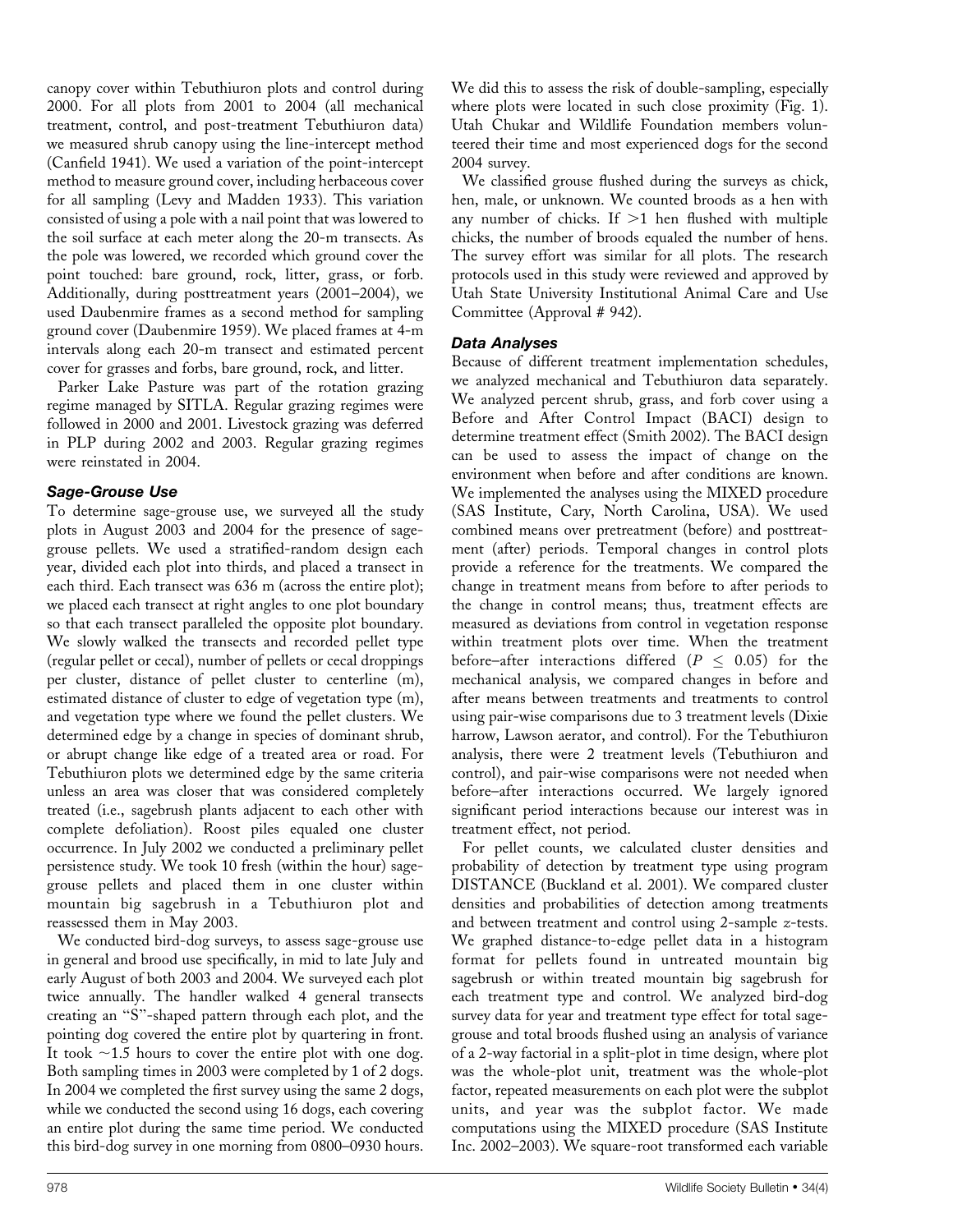canopy cover within Tebuthiuron plots and control during 2000. For all plots from 2001 to 2004 (all mechanical treatment, control, and post-treatment Tebuthiuron data) we measured shrub canopy using the line-intercept method (Canfield 1941). We used a variation of the point-intercept method to measure ground cover, including herbaceous cover for all sampling (Levy and Madden 1933). This variation consisted of using a pole with a nail point that was lowered to the soil surface at each meter along the 20-m transects. As the pole was lowered, we recorded which ground cover the point touched: bare ground, rock, litter, grass, or forb. Additionally, during posttreatment years (2001–2004), we used Daubenmire frames as a second method for sampling ground cover (Daubenmire 1959). We placed frames at 4-m intervals along each 20-m transect and estimated percent cover for grasses and forbs, bare ground, rock, and litter.

Parker Lake Pasture was part of the rotation grazing regime managed by SITLA. Regular grazing regimes were followed in 2000 and 2001. Livestock grazing was deferred in PLP during 2002 and 2003. Regular grazing regimes were reinstated in 2004.

### *Sage-Grouse Use*

To determine sage-grouse use, we surveyed all the study plots in August 2003 and 2004 for the presence of sage-grouse pellets. We used a stratified-random design each year, divided each plot into thirds, and placed a transect in each third. Each transect was 636 m (across the entire plot); we placed each transect at right angles to one plot boundary so that each transect paralleled the opposite plot boundary. We slowly walked the transects and recorded pellet type (regular pellet or cecal), number of pellets or cecal droppings per cluster, distance of pellet cluster to centerline (m), estimated distance of cluster to edge of vegetation type (m), and vegetation type where we found the pellet clusters. We determined edge by a change in species of dominant shrub, or abrupt change like edge of a treated area or road. For Tebuthiuron plots we determined edge by the same criteria unless an area was closer that was considered completely treated (i.e., sagebrush plants adjacent to each other with complete defoliation). Roost piles equaled one cluster occurrence. In July 2002 we conducted a preliminary pellet persistence study. We took 10 fresh (within the hour) sage-grouse pellets and placed them in one cluster within mountain big sagebrush in a Tebuthiuron plot and reassessed them in May 2003.

We conducted bird-dog surveys, to assess sage-grouse use in general and brood use specifically, in mid to late July and early August of both 2003 and 2004. We surveyed each plot twice annually. The handler walked 4 general transects creating an "S"-shaped pattern through each plot, and the pointing dog covered the entire plot by quartering in front. It took ~1.5 hours to cover the entire plot with one dog. Both sampling times in 2003 were completed by 1 of 2 dogs. In 2004 we completed the first survey using the same 2 dogs, while we conducted the second using 16 dogs, each covering an entire plot during the same time period. We conducted this bird-dog survey in one morning from 0800–0930 hours. We did this to assess the risk of double-sampling, especially where plots were located in such close proximity (Fig. 1). Utah Chukar and Wildlife Foundation members volunteered their time and most experienced dogs for the second 2004 survey.

We classified grouse flushed during the surveys as chick, hen, male, or unknown. We counted broods as a hen with any number of chicks. If >1 hen flushed with multiple chicks, the number of broods equaled the number of hens. The survey effort was similar for all plots. The research protocols used in this study were reviewed and approved by Utah State University Institutional Animal Care and Use Committee (Approval # 942).

### *Data Analyses*

Because of different treatment implementation schedules, we analyzed mechanical and Tebuthiuron data separately. We analyzed percent shrub, grass, and forb cover using a Before and After Control Impact (BACI) design to determine treatment effect (Smith 2002). The BACI design can be used to assess the impact of change on the environment when before and after conditions are known. We implemented the analyses using the MIXED procedure (SAS Institute, Cary, North Carolina, USA). We used combined means over pretreatment (before) and posttreatment (after) periods. Temporal changes in control plots provide a reference for the treatments. We compared the change in treatment means from before to after periods to the change in control means; thus, treatment effects are measured as deviations from control in vegetation response within treatment plots over time. When the treatment before–after interactions differed ($P \leq 0.05$) for the mechanical analysis, we compared changes in before and after means between treatments and treatments to control using pair-wise comparisons due to 3 treatment levels (Dixie harrow, Lawson aerator, and control). For the Tebuthiuron analysis, there were 2 treatment levels (Tebuthiuron and control), and pair-wise comparisons were not needed when before–after interactions occurred. We largely ignored significant period interactions because our interest was in treatment effect, not period.

For pellet counts, we calculated cluster densities and probability of detection by treatment type using program DISTANCE (Buckland et al. 2001). We compared cluster densities and probabilities of detection among treatments and between treatment and control using 2-sample $z$-tests. We graphed distance-to-edge pellet data in a histogram format for pellets found in untreated mountain big sagebrush or within treated mountain big sagebrush for each treatment type and control. We analyzed bird-dog survey data for year and treatment type effect for total sage-grouse and total broods flushed using an analysis of variance of a 2-way factorial in a split-plot in time design, where plot was the whole-plot unit, treatment was the whole-plot factor, repeated measurements on each plot were the subplot units, and year was the subplot factor. We made computations using the MIXED procedure (SAS Institute Inc. 2002–2003). We square-root transformed each variable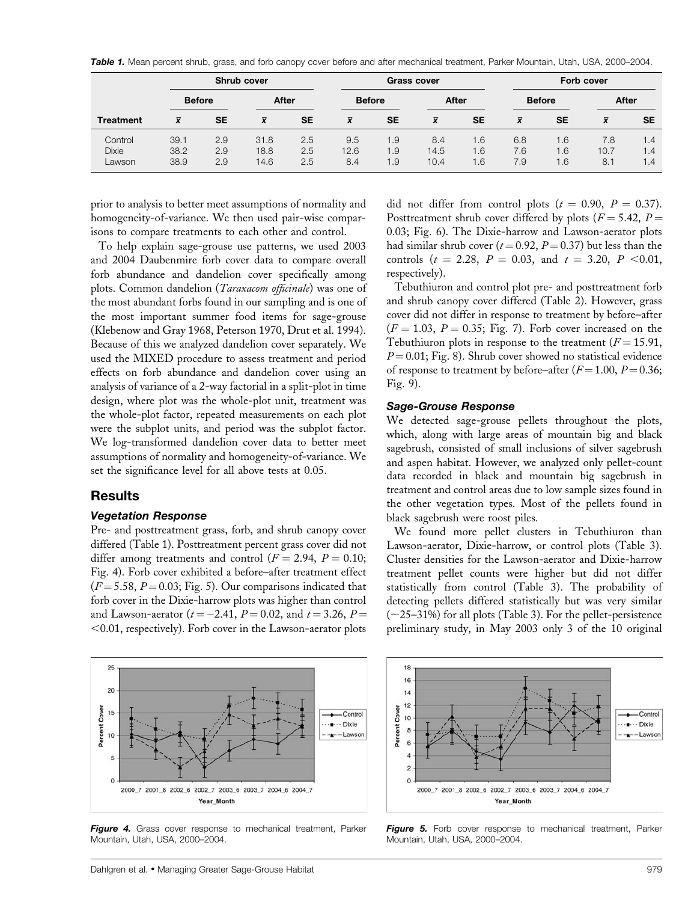**Table 1.** Mean percent shrub, grass, and forb canopy cover before and after mechanical treatment, Parker Mountain, Utah, USA, 2000–2004.

| | Shrub cover | | | | Grass cover | | | | Forb cover | | | |
|---|---|---|---|---|---|---|---|---|---|---|---|---|
| | Before | | After | | Before | | After | | Before | | After | |
| Treatment | $\bar{x}$ | SE | $\bar{x}$ | SE | $\bar{x}$ | SE | $\bar{x}$ | SE | $\bar{x}$ | SE | $\bar{x}$ | SE |
| Control | 39.1 | 2.9 | 31.8 | 2.5 | 9.5 | 1.9 | 8.4 | 1.6 | 6.8 | 1.6 | 7.8 | 1.4 |
| Dixie | 38.2 | 2.9 | 18.8 | 2.5 | 12.6 | 1.9 | 14.5 | 1.6 | 7.6 | 1.6 | 10.7 | 1.4 |
| Lawson | 38.9 | 2.9 | 14.6 | 2.5 | 8.4 | 1.9 | 10.4 | 1.6 | 7.9 | 1.6 | 8.1 | 1.4 |

prior to analysis to better meet assumptions of normality and homogeneity-of-variance. We then used pair-wise comparisons to compare treatments to each other and control.

To help explain sage-grouse use patterns, we used 2003 and 2004 Daubenmire forb cover data to compare overall forb abundance and dandelion cover specifically among plots. Common dandelion (*Taraxacom officinale*) was one of the most abundant forbs found in our sampling and is one of the most important summer food items for sage-grouse (Klebenow and Gray 1968, Peterson 1970, Drut et al. 1994). Because of this we analyzed dandelion cover separately. We used the MIXED procedure to assess treatment and period effects on forb abundance and dandelion cover using an analysis of variance of a 2-way factorial in a split-plot in time design, where plot was the whole-plot unit, treatment was the whole-plot factor, repeated measurements on each plot were the subplot units, and period was the subplot factor. We log-transformed dandelion cover data to better meet assumptions of normality and homogeneity-of-variance. We set the significance level for all above tests at 0.05.

## Results

### Vegetation Response

Pre- and posttreatment grass, forb, and shrub canopy cover differed (Table 1). Posttreatment percent grass cover did not differ among treatments and control ($F = 2.94$, $P = 0.10$; Fig. 4). Forb cover exhibited a before–after treatment effect ($F = 5.58$, $P = 0.03$; Fig. 5). Our comparisons indicated that forb cover in the Dixie-harrow plots was higher than control and Lawson-aerator ($t = -2.41$, $P = 0.02$, and $t = 3.26$, $P = <0.01$, respectively). Forb cover in the Lawson-aerator plots did not differ from control plots ($t = 0.90$, $P = 0.37$). Posttreatment shrub cover differed by plots ($F = 5.42$, $P = 0.03$; Fig. 6). The Dixie-harrow and Lawson-aerator plots had similar shrub cover ($t = 0.92$, $P = 0.37$) but less than the controls ($t = 2.28$, $P = 0.03$, and $t = 3.20$, $P < 0.01$, respectively).

Tebuthiuron and control plot pre- and posttreatment forb and shrub canopy cover differed (Table 2). However, grass cover did not differ in response to treatment by before–after ($F = 1.03$, $P = 0.35$; Fig. 7). Forb cover increased on the Tebuthiuron plots in response to the treatment ($F = 15.91$, $P = 0.01$; Fig. 8). Shrub cover showed no statistical evidence of response to treatment by before–after ($F = 1.00$, $P = 0.36$; Fig. 9).

### Sage-Grouse Response

We detected sage-grouse pellets throughout the plots, which, along with large areas of mountain big and black sagebrush, consisted of small inclusions of silver sagebrush and aspen habitat. However, we analyzed only pellet-count data recorded in black and mountain big sagebrush in treatment and control areas due to low sample sizes found in the other vegetation types. Most of the pellets found in black sagebrush were roost piles.

We found more pellet clusters in Tebuthiuron than Lawson-aerator, Dixie-harrow, or control plots (Table 3). Cluster densities for the Lawson-aerator and Dixie-harrow treatment pellet counts were higher but did not differ statistically from control (Table 3). The probability of detecting pellets differed statistically but was very similar (~25–31%) for all plots (Table 3). For the pellet-persistence preliminary study, in May 2003 only 3 of the 10 original

**Figure 4.** Grass cover response to mechanical treatment, Parker Mountain, Utah, USA, 2000–2004.

**Figure 5.** Forb cover response to mechanical treatment, Parker Mountain, Utah, USA, 2000–2004.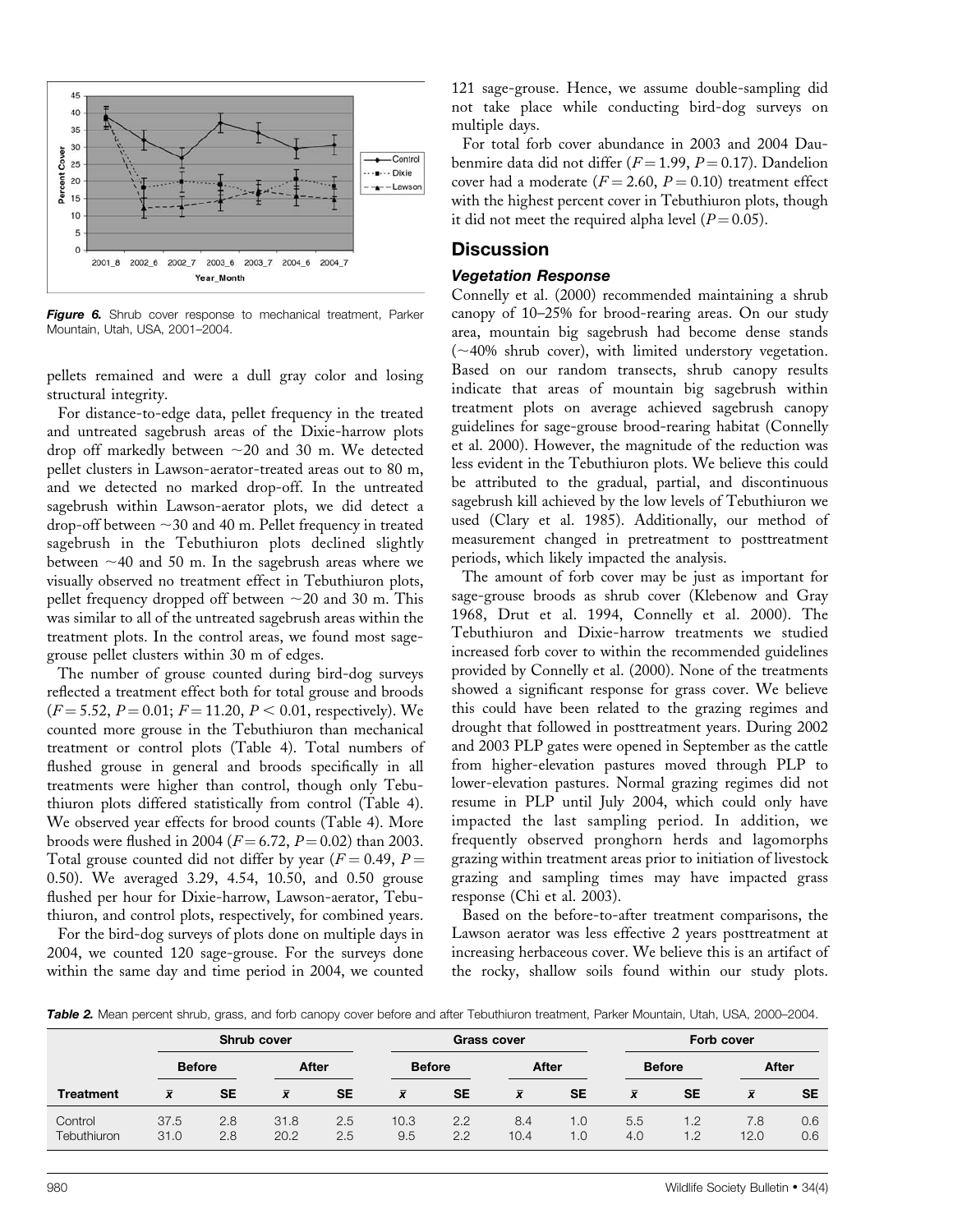Figure 6. Shrub cover response to mechanical treatment, Parker Mountain, Utah, USA, 2001–2004.

pellets remained and were a dull gray color and losing structural integrity.

For distance-to-edge data, pellet frequency in the treated and untreated sagebrush areas of the Dixie-harrow plots drop off markedly between ~20 and 30 m. We detected pellet clusters in Lawson-aerator-treated areas out to 80 m, and we detected no marked drop-off. In the untreated sagebrush within Lawson-aerator plots, we did detect a drop-off between ~30 and 40 m. Pellet frequency in treated sagebrush in the Tebuthiuron plots declined slightly between ~40 and 50 m. In the sagebrush areas where we visually observed no treatment effect in Tebuthiuron plots, pellet frequency dropped off between ~20 and 30 m. This was similar to all of the untreated sagebrush areas within the treatment plots. In the control areas, we found most sage-grouse pellet clusters within 30 m of edges.

The number of grouse counted during bird-dog surveys reflected a treatment effect both for total grouse and broods ($F = 5.52$, $P = 0.01$; $F = 11.20$, $P < 0.01$, respectively). We counted more grouse in the Tebuthiuron than mechanical treatment or control plots (Table 4). Total numbers of flushed grouse in general and broods specifically in all treatments were higher than control, though only Tebuthiuron plots differed statistically from control (Table 4). We observed year effects for brood counts (Table 4). More broods were flushed in 2004 ($F = 6.72$, $P = 0.02$) than 2003. Total grouse counted did not differ by year ($F = 0.49$, $P = 0.50$). We averaged 3.29, 4.54, 10.50, and 0.50 grouse flushed per hour for Dixie-harrow, Lawson-aerator, Tebuthiuron, and control plots, respectively, for combined years.

For the bird-dog surveys of plots done on multiple days in 2004, we counted 120 sage-grouse. For the surveys done within the same day and time period in 2004, we counted 121 sage-grouse. Hence, we assume double-sampling did not take place while conducting bird-dog surveys on multiple days.

For total forb cover abundance in 2003 and 2004 Daubenmire data did not differ ($F = 1.99$, $P = 0.17$). Dandelion cover had a moderate ($F = 2.60$, $P = 0.10$) treatment effect with the highest percent cover in Tebuthiuron plots, though it did not meet the required alpha level ($P = 0.05$).

## Discussion

### Vegetation Response

Connelly et al. (2000) recommended maintaining a shrub canopy of 10–25% for brood-rearing areas. On our study area, mountain big sagebrush had become dense stands (~40% shrub cover), with limited understory vegetation. Based on our random transects, shrub canopy results indicate that areas of mountain big sagebrush within treatment plots on average achieved sagebrush canopy guidelines for sage-grouse brood-rearing habitat (Connelly et al. 2000). However, the magnitude of the reduction was less evident in the Tebuthiuron plots. We believe this could be attributed to the gradual, partial, and discontinuous sagebrush kill achieved by the low levels of Tebuthiuron we used (Clary et al. 1985). Additionally, our method of measurement changed in pretreatment to posttreatment periods, which likely impacted the analysis.

The amount of forb cover may be just as important for sage-grouse broods as shrub cover (Klebenow and Gray 1968, Drut et al. 1994, Connelly et al. 2000). The Tebuthiuron and Dixie-harrow treatments we studied increased forb cover to within the recommended guidelines provided by Connelly et al. (2000). None of the treatments showed a significant response for grass cover. We believe this could have been related to the grazing regimes and drought that followed in posttreatment years. During 2002 and 2003 PLP gates were opened in September as the cattle from higher-elevation pastures moved through PLP to lower-elevation pastures. Normal grazing regimes did not resume in PLP until July 2004, which could only have impacted the last sampling period. In addition, we frequently observed pronghorn herds and lagomorphs grazing within treatment areas prior to initiation of livestock grazing and sampling times may have impacted grass response (Chi et al. 2003).

Based on the before-to-after treatment comparisons, the Lawson aerator was less effective 2 years posttreatment at increasing herbaceous cover. We believe this is an artifact of the rocky, shallow soils found within our study plots.

**Table 2.** Mean percent shrub, grass, and forb canopy cover before and after Tebuthiuron treatment, Parker Mountain, Utah, USA, 2000–2004.

| | Shrub cover | | | | Grass cover | | | | Forb cover | | | |
|---|---|---|---|---|---|---|---|---|---|---|---|---|
| | Before | | After | | Before | | After | | Before | | After | |
| Treatment | $\bar{x}$ | SE | $\bar{x}$ | SE | $\bar{x}$ | SE | $\bar{x}$ | SE | $\bar{x}$ | SE | $\bar{x}$ | SE |
| Control | 37.5 | 2.8 | 31.8 | 2.5 | 10.3 | 2.2 | 8.4 | 1.0 | 5.5 | 1.2 | 7.8 | 0.6 |
| Tebuthiuron | 31.0 | 2.8 | 20.2 | 2.5 | 9.5 | 2.2 | 10.4 | 1.0 | 4.0 | 1.2 | 12.0 | 0.6 |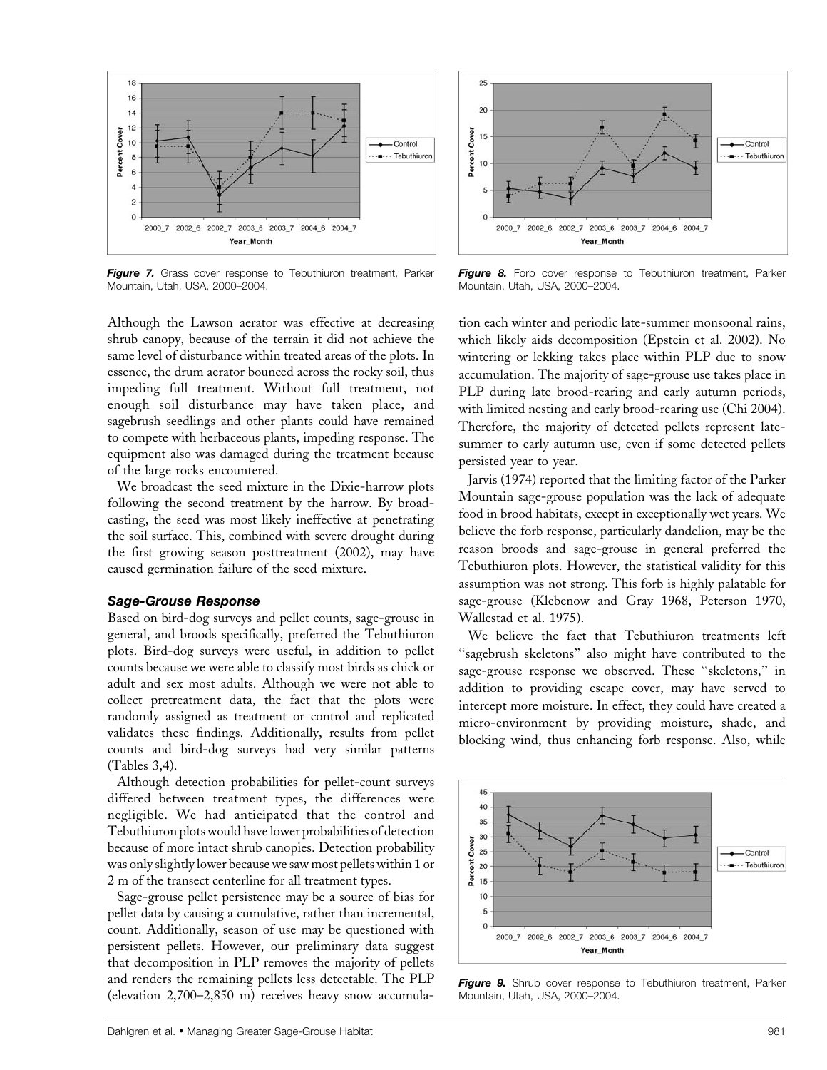Figure 7. Grass cover response to Tebuthiuron treatment, Parker Mountain, Utah, USA, 2000–2004.

Figure 8. Forb cover response to Tebuthiuron treatment, Parker Mountain, Utah, USA, 2000–2004.

Although the Lawson aerator was effective at decreasing shrub canopy, because of the terrain it did not achieve the same level of disturbance within treated areas of the plots. In essence, the drum aerator bounced across the rocky soil, thus impeding full treatment. Without full treatment, not enough soil disturbance may have taken place, and sagebrush seedlings and other plants could have remained to compete with herbaceous plants, impeding response. The equipment also was damaged during the treatment because of the large rocks encountered.

We broadcast the seed mixture in the Dixie-harrow plots following the second treatment by the harrow. By broadcasting, the seed was most likely ineffective at penetrating the soil surface. This, combined with severe drought during the first growing season posttreatment (2002), may have caused germination failure of the seed mixture.

### Sage-Grouse Response

Based on bird-dog surveys and pellet counts, sage-grouse in general, and broods specifically, preferred the Tebuthiuron plots. Bird-dog surveys were useful, in addition to pellet counts because we were able to classify most birds as chick or adult and sex most adults. Although we were not able to collect pretreatment data, the fact that the plots were randomly assigned as treatment or control and replicated validates these findings. Additionally, results from pellet counts and bird-dog surveys had very similar patterns (Tables 3,4).

Although detection probabilities for pellet-count surveys differed between treatment types, the differences were negligible. We had anticipated that the control and Tebuthiuron plots would have lower probabilities of detection because of more intact shrub canopies. Detection probability was only slightly lower because we saw most pellets within 1 or 2 m of the transect centerline for all treatment types.

Sage-grouse pellet persistence may be a source of bias for pellet data by causing a cumulative, rather than incremental, count. Additionally, season of use may be questioned with persistent pellets. However, our preliminary data suggest that decomposition in PLP removes the majority of pellets and renders the remaining pellets less detectable. The PLP (elevation 2,700–2,850 m) receives heavy snow accumulation each winter and periodic late-summer monsoonal rains, which likely aids decomposition (Epstein et al. 2002). No wintering or lekking takes place within PLP due to snow accumulation. The majority of sage-grouse use takes place in PLP during late brood-rearing and early autumn periods, with limited nesting and early brood-rearing use (Chi 2004). Therefore, the majority of detected pellets represent late-summer to early autumn use, even if some detected pellets persisted year to year.

Jarvis (1974) reported that the limiting factor of the Parker Mountain sage-grouse population was the lack of adequate food in brood habitats, except in exceptionally wet years. We believe the forb response, particularly dandelion, may be the reason broods and sage-grouse in general preferred the Tebuthiuron plots. However, the statistical validity for this assumption was not strong. This forb is highly palatable for sage-grouse (Klebenow and Gray 1968, Peterson 1970, Wallestad et al. 1975).

We believe the fact that Tebuthiuron treatments left "sagebrush skeletons" also might have contributed to the sage-grouse response we observed. These "skeletons," in addition to providing escape cover, may have served to intercept more moisture. In effect, they could have created a micro-environment by providing moisture, shade, and blocking wind, thus enhancing forb response. Also, while

Figure 9. Shrub cover response to Tebuthiuron treatment, Parker Mountain, Utah, USA, 2000–2004.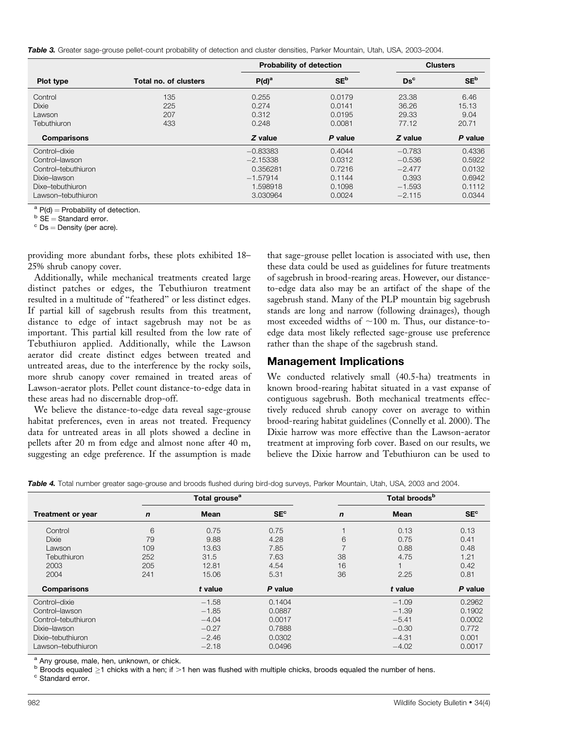**Table 3.** Greater sage-grouse pellet-count probability of detection and cluster densities, Parker Mountain, Utah, USA, 2003–2004.

| Plot type | Total no. of clusters | Probability of detection | | Clusters | |
|---|---|---|---|---|---|
| | | P(d)[a] | SE[b] | Ds[c] | SE[b] |
| Control | 135 | 0.255 | 0.0179 | 23.38 | 6.46 |
| Dixie | 225 | 0.274 | 0.0141 | 36.26 | 15.13 |
| Lawson | 207 | 0.312 | 0.0195 | 29.33 | 9.04 |
| Tebuthiuron | 433 | 0.248 | 0.0081 | 77.12 | 20.71 |
| **Comparisons** | | *Z* value | *P* value | *Z* value | *P* value |
| Control–dixie | | −0.83383 | 0.4044 | −0.783 | 0.4336 |
| Control–lawson | | −2.15338 | 0.0312 | −0.536 | 0.5922 |
| Control–tebuthiuron | | 0.356281 | 0.7216 | −2.477 | 0.0132 |
| Dixie–lawson | | −1.57914 | 0.1144 | 0.393 | 0.6942 |
| Dixe–tebuthiuron | | 1.598918 | 0.1098 | −1.593 | 0.1112 |
| Lawson–tebuthiuron | | 3.030964 | 0.0024 | −2.115 | 0.0344 |

[a] P(d) = Probability of detection.
[b] SE = Standard error.
[c] Ds = Density (per acre).

providing more abundant forbs, these plots exhibited 18–25% shrub canopy cover.

Additionally, while mechanical treatments created large distinct patches or edges, the Tebuthiuron treatment resulted in a multitude of "feathered" or less distinct edges. If partial kill of sagebrush results from this treatment, distance to edge of intact sagebrush may not be as important. This partial kill resulted from the low rate of Tebuthiuron applied. Additionally, while the Lawson aerator did create distinct edges between treated and untreated areas, due to the interference by the rocky soils, more shrub canopy cover remained in treated areas of Lawson-aerator plots. Pellet count distance-to-edge data in these areas had no discernable drop-off.

We believe the distance-to-edge data reveal sage-grouse habitat preferences, even in areas not treated. Frequency data for untreated areas in all plots showed a decline in pellets after 20 m from edge and almost none after 40 m, suggesting an edge preference. If the assumption is made that sage-grouse pellet location is associated with use, then these data could be used as guidelines for future treatments of sagebrush in brood-rearing areas. However, our distance-to-edge data also may be an artifact of the shape of the sagebrush stand. Many of the PLP mountain big sagebrush stands are long and narrow (following drainages), though most exceeded widths of ~100 m. Thus, our distance-to-edge data most likely reflected sage-grouse use preference rather than the shape of the sagebrush stand.

## Management Implications

We conducted relatively small (40.5-ha) treatments in known brood-rearing habitat situated in a vast expanse of contiguous sagebrush. Both mechanical treatments effectively reduced shrub canopy cover on average to within brood-rearing habitat guidelines (Connelly et al. 2000). The Dixie harrow was more effective than the Lawson-aerator treatment at improving forb cover. Based on our results, we believe the Dixie harrow and Tebuthiuron can be used to

**Table 4.** Total number greater sage-grouse and broods flushed during bird-dog surveys, Parker Mountain, Utah, USA, 2003 and 2004.

| Treatment or year | Total grouse[a] | | | Total broods[b] | | |
|---|---|---|---|---|---|---|
| | *n* | Mean | SE[c] | *n* | Mean | SE[c] |
| Control | 6 | 0.75 | 0.75 | 1 | 0.13 | 0.13 |
| Dixie | 79 | 9.88 | 4.28 | 6 | 0.75 | 0.41 |
| Lawson | 109 | 13.63 | 7.85 | 7 | 0.88 | 0.48 |
| Tebuthiuron | 252 | 31.5 | 7.63 | 38 | 4.75 | 1.21 |
| 2003 | 205 | 12.81 | 4.54 | 16 | 1 | 0.42 |
| 2004 | 241 | 15.06 | 5.31 | 36 | 2.25 | 0.81 |
| **Comparisons** | | *t* value | *P* value | | *t* value | *P* value |
| Control–dixie | | −1.58 | 0.1404 | | −1.09 | 0.2962 |
| Control–lawson | | −1.85 | 0.0887 | | −1.39 | 0.1902 |
| Control–tebuthiuron | | −4.04 | 0.0017 | | −5.41 | 0.0002 |
| Dixie–lawson | | −0.27 | 0.7888 | | −0.30 | 0.772 |
| Dixie–tebuthiuron | | −2.46 | 0.0302 | | −4.31 | 0.001 |
| Lawson–tebuthiuron | | −2.18 | 0.0496 | | −4.02 | 0.0017 |

[a] Any grouse, male, hen, unknown, or chick.
[b] Broods equaled ≥1 chicks with a hen; if >1 hen was flushed with multiple chicks, broods equaled the number of hens.
[c] Standard error.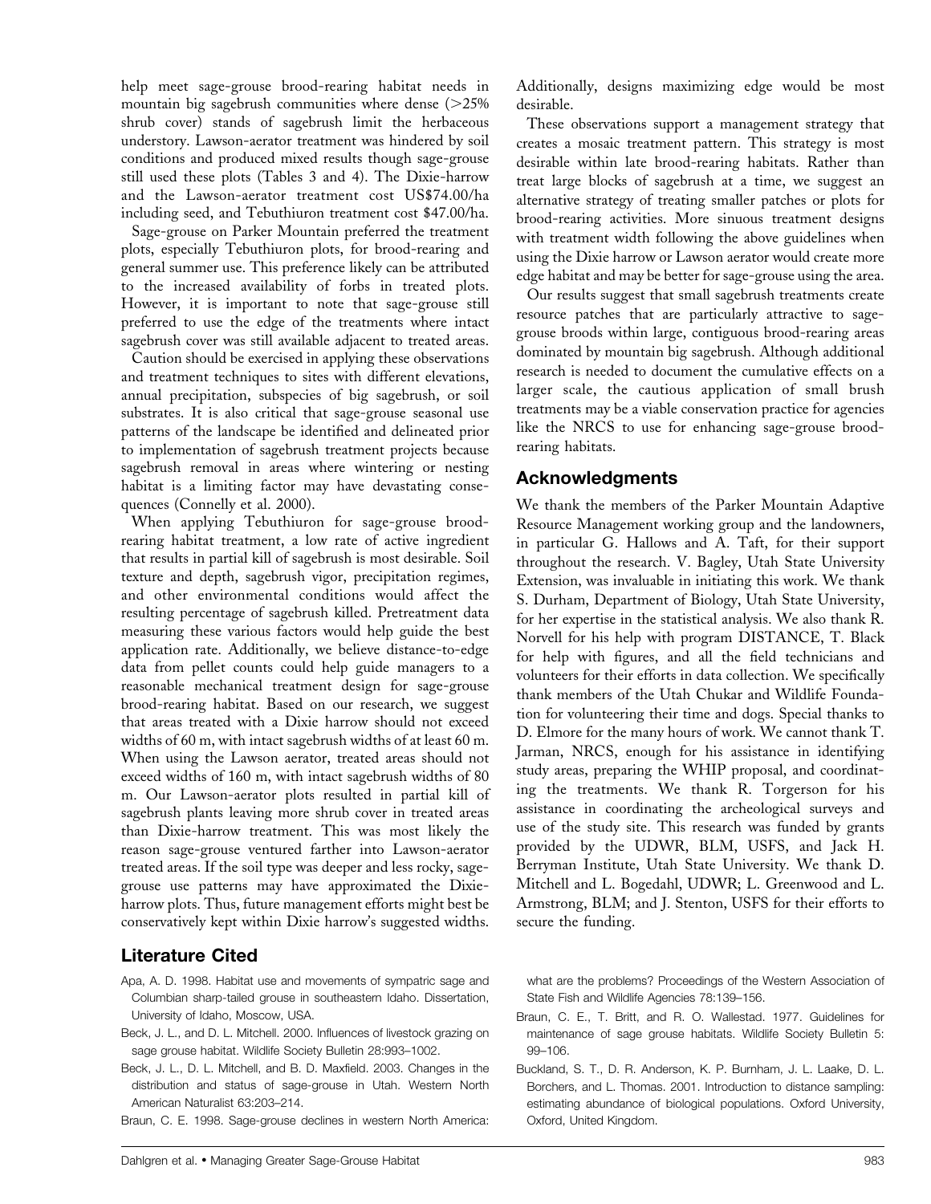help meet sage-grouse brood-rearing habitat needs in mountain big sagebrush communities where dense (>25% shrub cover) stands of sagebrush limit the herbaceous understory. Lawson-aerator treatment was hindered by soil conditions and produced mixed results though sage-grouse still used these plots (Tables 3 and 4). The Dixie-harrow and the Lawson-aerator treatment cost US$74.00/ha including seed, and Tebuthiuron treatment cost $47.00/ha.

Sage-grouse on Parker Mountain preferred the treatment plots, especially Tebuthiuron plots, for brood-rearing and general summer use. This preference likely can be attributed to the increased availability of forbs in treated plots. However, it is important to note that sage-grouse still preferred to use the edge of the treatments where intact sagebrush cover was still available adjacent to treated areas.

Caution should be exercised in applying these observations and treatment techniques to sites with different elevations, annual precipitation, subspecies of big sagebrush, or soil substrates. It is also critical that sage-grouse seasonal use patterns of the landscape be identified and delineated prior to implementation of sagebrush treatment projects because sagebrush removal in areas where wintering or nesting habitat is a limiting factor may have devastating consequences (Connelly et al. 2000).

When applying Tebuthiuron for sage-grouse brood-rearing habitat treatment, a low rate of active ingredient that results in partial kill of sagebrush is most desirable. Soil texture and depth, sagebrush vigor, precipitation regimes, and other environmental conditions would affect the resulting percentage of sagebrush killed. Pretreatment data measuring these various factors would help guide the best application rate. Additionally, we believe distance-to-edge data from pellet counts could help guide managers to a reasonable mechanical treatment design for sage-grouse brood-rearing habitat. Based on our research, we suggest that areas treated with a Dixie harrow should not exceed widths of 60 m, with intact sagebrush widths of at least 60 m. When using the Lawson aerator, treated areas should not exceed widths of 160 m, with intact sagebrush widths of 80 m. Our Lawson-aerator plots resulted in partial kill of sagebrush plants leaving more shrub cover in treated areas than Dixie-harrow treatment. This was most likely the reason sage-grouse ventured farther into Lawson-aerator treated areas. If the soil type was deeper and less rocky, sage-grouse use patterns may have approximated the Dixie-harrow plots. Thus, future management efforts might best be conservatively kept within Dixie harrow's suggested widths. Additionally, designs maximizing edge would be most desirable.

These observations support a management strategy that creates a mosaic treatment pattern. This strategy is most desirable within late brood-rearing habitats. Rather than treat large blocks of sagebrush at a time, we suggest an alternative strategy of treating smaller patches or plots for brood-rearing activities. More sinuous treatment designs with treatment width following the above guidelines when using the Dixie harrow or Lawson aerator would create more edge habitat and may be better for sage-grouse using the area.

Our results suggest that small sagebrush treatments create resource patches that are particularly attractive to sage-grouse broods within large, contiguous brood-rearing areas dominated by mountain big sagebrush. Although additional research is needed to document the cumulative effects on a larger scale, the cautious application of small brush treatments may be a viable conservation practice for agencies like the NRCS to use for enhancing sage-grouse brood-rearing habitats.

## Acknowledgments

We thank the members of the Parker Mountain Adaptive Resource Management working group and the landowners, in particular G. Hallows and A. Taft, for their support throughout the research. V. Bagley, Utah State University Extension, was invaluable in initiating this work. We thank S. Durham, Department of Biology, Utah State University, for her expertise in the statistical analysis. We also thank R. Norvell for his help with program DISTANCE, T. Black for help with figures, and all the field technicians and volunteers for their efforts in data collection. We specifically thank members of the Utah Chukar and Wildlife Foundation for volunteering their time and dogs. Special thanks to D. Elmore for the many hours of work. We cannot thank T. Jarman, NRCS, enough for his assistance in identifying study areas, preparing the WHIP proposal, and coordinating the treatments. We thank R. Torgerson for his assistance in coordinating the archeological surveys and use of the study site. This research was funded by grants provided by the UDWR, BLM, USFS, and Jack H. Berryman Institute, Utah State University. We thank D. Mitchell and L. Bogedahl, UDWR; L. Greenwood and L. Armstrong, BLM; and J. Stenton, USFS for their efforts to secure the funding.

## Literature Cited

Apa, A. D. 1998. Habitat use and movements of sympatric sage and Columbian sharp-tailed grouse in southeastern Idaho. Dissertation, University of Idaho, Moscow, USA.

Beck, J. L., and D. L. Mitchell. 2000. Influences of livestock grazing on sage grouse habitat. Wildlife Society Bulletin 28:993–1002.

Beck, J. L., D. L. Mitchell, and B. D. Maxfield. 2003. Changes in the distribution and status of sage-grouse in Utah. Western North American Naturalist 63:203–214.

Braun, C. E. 1998. Sage-grouse declines in western North America: what are the problems? Proceedings of the Western Association of State Fish and Wildlife Agencies 78:139–156.

Braun, C. E., T. Britt, and R. O. Wallestad. 1977. Guidelines for maintenance of sage grouse habitats. Wildlife Society Bulletin 5: 99–106.

Buckland, S. T., D. R. Anderson, K. P. Burnham, J. L. Laake, D. L. Borchers, and L. Thomas. 2001. Introduction to distance sampling: estimating abundance of biological populations. Oxford University, Oxford, United Kingdom.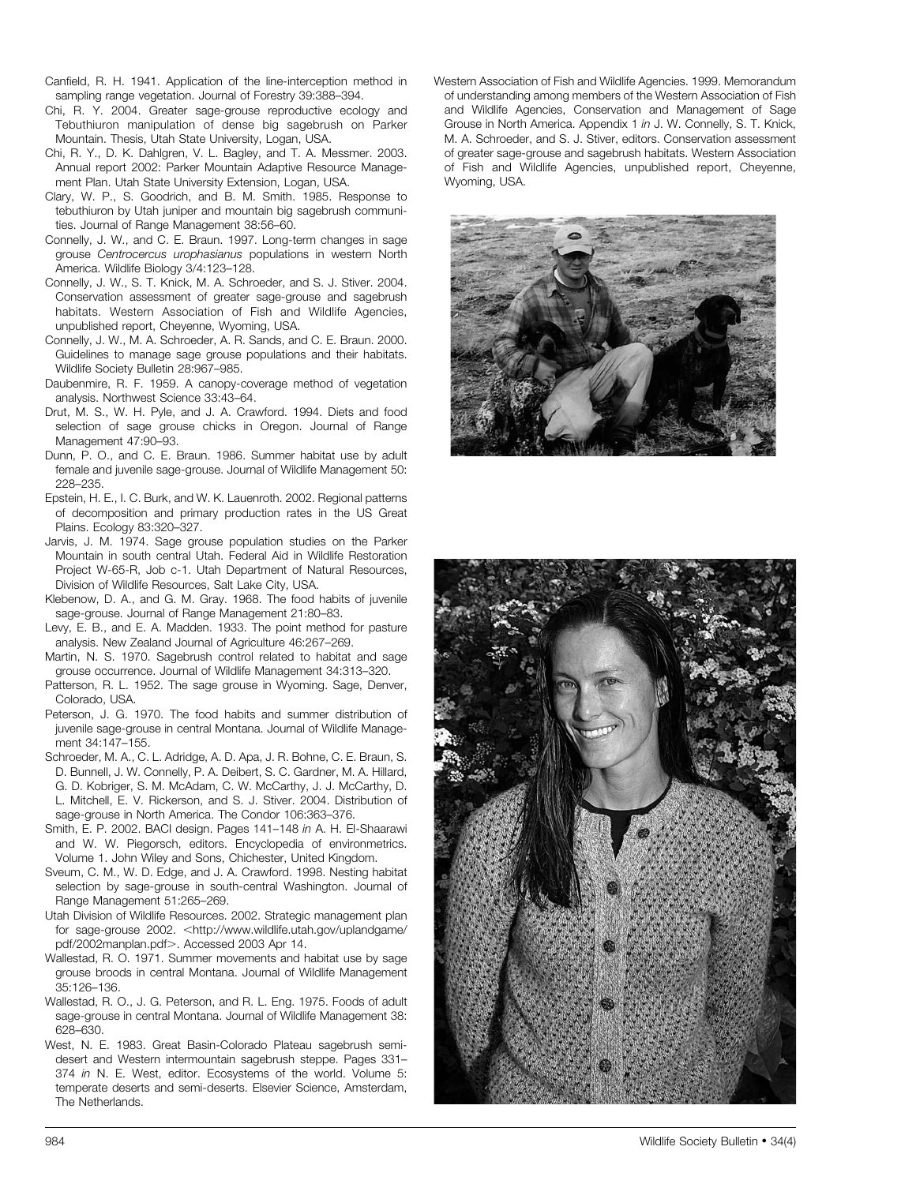Canfield, R. H. 1941. Application of the line-interception method in sampling range vegetation. Journal of Forestry 39:388–394.

Chi, R. Y. 2004. Greater sage-grouse reproductive ecology and Tebuthiuron manipulation of dense big sagebrush on Parker Mountain. Thesis, Utah State University, Logan, USA.

Chi, R. Y., D. K. Dahlgren, V. L. Bagley, and T. A. Messmer. 2003. Annual report 2002: Parker Mountain Adaptive Resource Management Plan. Utah State University Extension, Logan, USA.

Clary, W. P., S. Goodrich, and B. M. Smith. 1985. Response to tebuthiuron by Utah juniper and mountain big sagebrush communities. Journal of Range Management 38:56–60.

Connelly, J. W., and C. E. Braun. 1997. Long-term changes in sage grouse *Centrocercus urophasianus* populations in western North America. Wildlife Biology 3/4:123–128.

Connelly, J. W., S. T. Knick, M. A. Schroeder, and S. J. Stiver. 2004. Conservation assessment of greater sage-grouse and sagebrush habitats. Western Association of Fish and Wildlife Agencies, unpublished report, Cheyenne, Wyoming, USA.

Connelly, J. W., M. A. Schroeder, A. R. Sands, and C. E. Braun. 2000. Guidelines to manage sage grouse populations and their habitats. Wildlife Society Bulletin 28:967–985.

Daubenmire, R. F. 1959. A canopy-coverage method of vegetation analysis. Northwest Science 33:43–64.

Drut, M. S., W. H. Pyle, and J. A. Crawford. 1994. Diets and food selection of sage grouse chicks in Oregon. Journal of Range Management 47:90–93.

Dunn, P. O., and C. E. Braun. 1986. Summer habitat use by adult female and juvenile sage-grouse. Journal of Wildlife Management 50: 228–235.

Epstein, H. E., I. C. Burk, and W. K. Lauenroth. 2002. Regional patterns of decomposition and primary production rates in the US Great Plains. Ecology 83:320–327.

Jarvis, J. M. 1974. Sage grouse population studies on the Parker Mountain in south central Utah. Federal Aid in Wildlife Restoration Project W-65-R, Job c-1. Utah Department of Natural Resources, Division of Wildlife Resources, Salt Lake City, USA.

Klebenow, D. A., and G. M. Gray. 1968. The food habits of juvenile sage-grouse. Journal of Range Management 21:80–83.

Levy, E. B., and E. A. Madden. 1933. The point method for pasture analysis. New Zealand Journal of Agriculture 46:267–269.

Martin, N. S. 1970. Sagebrush control related to habitat and sage grouse occurrence. Journal of Wildlife Management 34:313–320.

Patterson, R. L. 1952. The sage grouse in Wyoming. Sage, Denver, Colorado, USA.

Peterson, J. G. 1970. The food habits and summer distribution of juvenile sage-grouse in central Montana. Journal of Wildlife Management 34:147–155.

Schroeder, M. A., C. L. Adridge, A. D. Apa, J. R. Bohne, C. E. Braun, S. D. Bunnell, J. W. Connelly, P. A. Deibert, S. C. Gardner, M. A. Hillard, G. D. Kobriger, S. M. McAdam, C. W. McCarthy, J. J. McCarthy, D. L. Mitchell, E. V. Rickerson, and S. J. Stiver. 2004. Distribution of sage-grouse in North America. The Condor 106:363–376.

Smith, E. P. 2002. BACI design. Pages 141–148 *in* A. H. El-Shaarawi and W. W. Piegorsch, editors. Encyclopedia of environmetrics. Volume 1. John Wiley and Sons, Chichester, United Kingdom.

Sveum, C. M., W. D. Edge, and J. A. Crawford. 1998. Nesting habitat selection by sage-grouse in south-central Washington. Journal of Range Management 51:265–269.

Utah Division of Wildlife Resources. 2002. Strategic management plan for sage-grouse 2002. <http://www.wildlife.utah.gov/uplandgame/pdf/2002manplan.pdf>. Accessed 2003 Apr 14.

Wallestad, R. O. 1971. Summer movements and habitat use by sage grouse broods in central Montana. Journal of Wildlife Management 35:126–136.

Wallestad, R. O., J. G. Peterson, and R. L. Eng. 1975. Foods of adult sage-grouse in central Montana. Journal of Wildlife Management 38: 628–630.

West, N. E. 1983. Great Basin-Colorado Plateau sagebrush semi-desert and Western intermountain sagebrush steppe. Pages 331–374 *in* N. E. West, editor. Ecosystems of the world. Volume 5: temperate deserts and semi-deserts. Elsevier Science, Amsterdam, The Netherlands.

Western Association of Fish and Wildlife Agencies. 1999. Memorandum of understanding among members of the Western Association of Fish and Wildlife Agencies, Conservation and Management of Sage Grouse in North America. Appendix 1 *in* J. W. Connelly, S. T. Knick, M. A. Schroeder, and S. J. Stiver, editors. Conservation assessment of greater sage-grouse and sagebrush habitats. Western Association of Fish and Wildlife Agencies, unpublished report, Cheyenne, Wyoming, USA.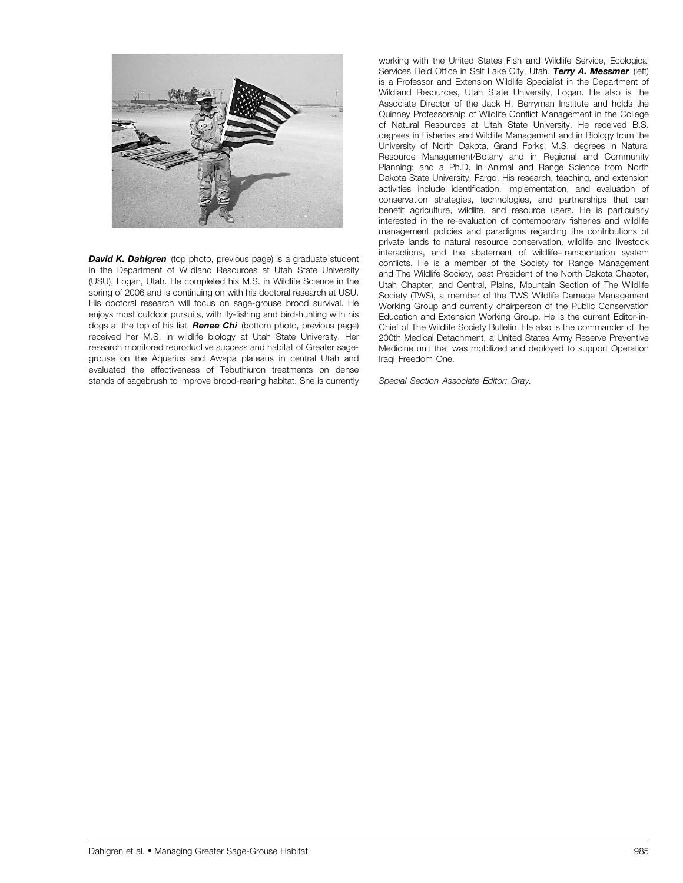***David K. Dahlgren*** (top photo, previous page) is a graduate student in the Department of Wildland Resources at Utah State University (USU), Logan, Utah. He completed his M.S. in Wildlife Science in the spring of 2006 and is continuing on with his doctoral research at USU. His doctoral research will focus on sage-grouse brood survival. He enjoys most outdoor pursuits, with fly-fishing and bird-hunting with his dogs at the top of his list. ***Renee Chi*** (bottom photo, previous page) received her M.S. in wildlife biology at Utah State University. Her research monitored reproductive success and habitat of Greater sage-grouse on the Aquarius and Awapa plateaus in central Utah and evaluated the effectiveness of Tebuthiuron treatments on dense stands of sagebrush to improve brood-rearing habitat. She is currently working with the United States Fish and Wildlife Service, Ecological Services Field Office in Salt Lake City, Utah. ***Terry A. Messmer*** (left) is a Professor and Extension Wildlife Specialist in the Department of Wildland Resources, Utah State University, Logan. He also is the Associate Director of the Jack H. Berryman Institute and holds the Quinney Professorship of Wildlife Conflict Management in the College of Natural Resources at Utah State University. He received B.S. degrees in Fisheries and Wildlife Management and in Biology from the University of North Dakota, Grand Forks; M.S. degrees in Natural Resource Management/Botany and in Regional and Community Planning; and a Ph.D. in Animal and Range Science from North Dakota State University, Fargo. His research, teaching, and extension activities include identification, implementation, and evaluation of conservation strategies, technologies, and partnerships that can benefit agriculture, wildlife, and resource users. He is particularly interested in the re-evaluation of contemporary fisheries and wildlife management policies and paradigms regarding the contributions of private lands to natural resource conservation, wildlife and livestock interactions, and the abatement of wildlife–transportation system conflicts. He is a member of the Society for Range Management and The Wildlife Society, past President of the North Dakota Chapter, Utah Chapter, and Central, Plains, Mountain Section of The Wildlife Society (TWS), a member of the TWS Wildlife Damage Management Working Group and currently chairperson of the Public Conservation Education and Extension Working Group. He is the current Editor-in-Chief of The Wildlife Society Bulletin. He also is the commander of the 200th Medical Detachment, a United States Army Reserve Preventive Medicine unit that was mobilized and deployed to support Operation Iraqi Freedom One.

*Special Section Associate Editor: Gray.*